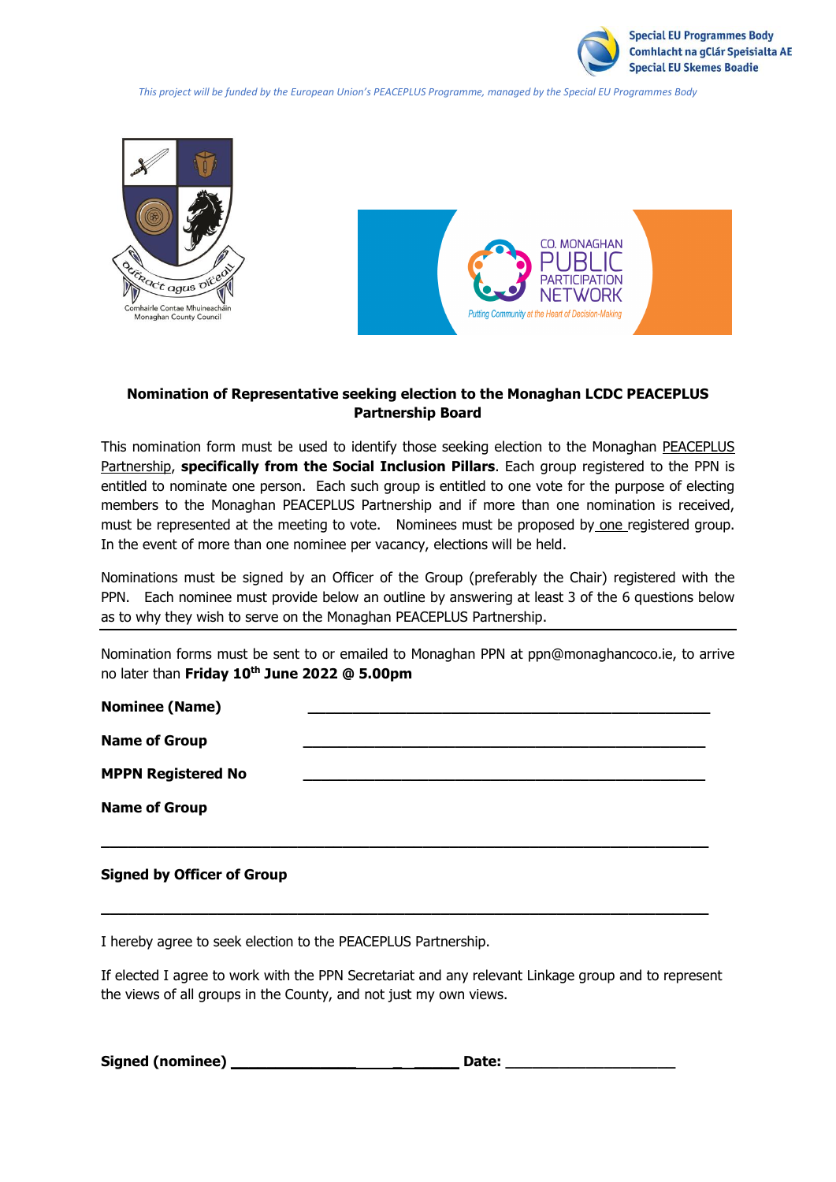Special EU Programmes Body
Comhlacht na gClár Speisialta AE
Special EU Skemes Boadie

*This project will be funded by the European Union's PEACEPLUS Programme, managed by the Special EU Programmes Body*

## Nomination of Representative seeking election to the Monaghan LCDC PEACEPLUS Partnership Board

This nomination form must be used to identify those seeking election to the Monaghan PEACEPLUS Partnership, **specifically from the Social Inclusion Pillars**. Each group registered to the PPN is entitled to nominate one person. Each such group is entitled to one vote for the purpose of electing members to the Monaghan PEACEPLUS Partnership and if more than one nomination is received, must be represented at the meeting to vote. Nominees must be proposed by one registered group. In the event of more than one nominee per vacancy, elections will be held.

Nominations must be signed by an Officer of the Group (preferably the Chair) registered with the PPN. Each nominee must provide below an outline by answering at least 3 of the 6 questions below as to why they wish to serve on the Monaghan PEACEPLUS Partnership.

Nomination forms must be sent to or emailed to Monaghan PPN at ppn@monaghancoco.ie, to arrive no later than **Friday 10th June 2022 @ 5.00pm**

**Nominee (Name)** ______________________________________________

**Name of Group** ______________________________________________

**MPPN Registered No** ______________________________________________

**Name of Group**

______________________________________________________________________

**Signed by Officer of Group**

______________________________________________________________________

I hereby agree to seek election to the PEACEPLUS Partnership.

If elected I agree to work with the PPN Secretariat and any relevant Linkage group and to represent the views of all groups in the County, and not just my own views.

**Signed (nominee)** ______________________ **Date:** ____________________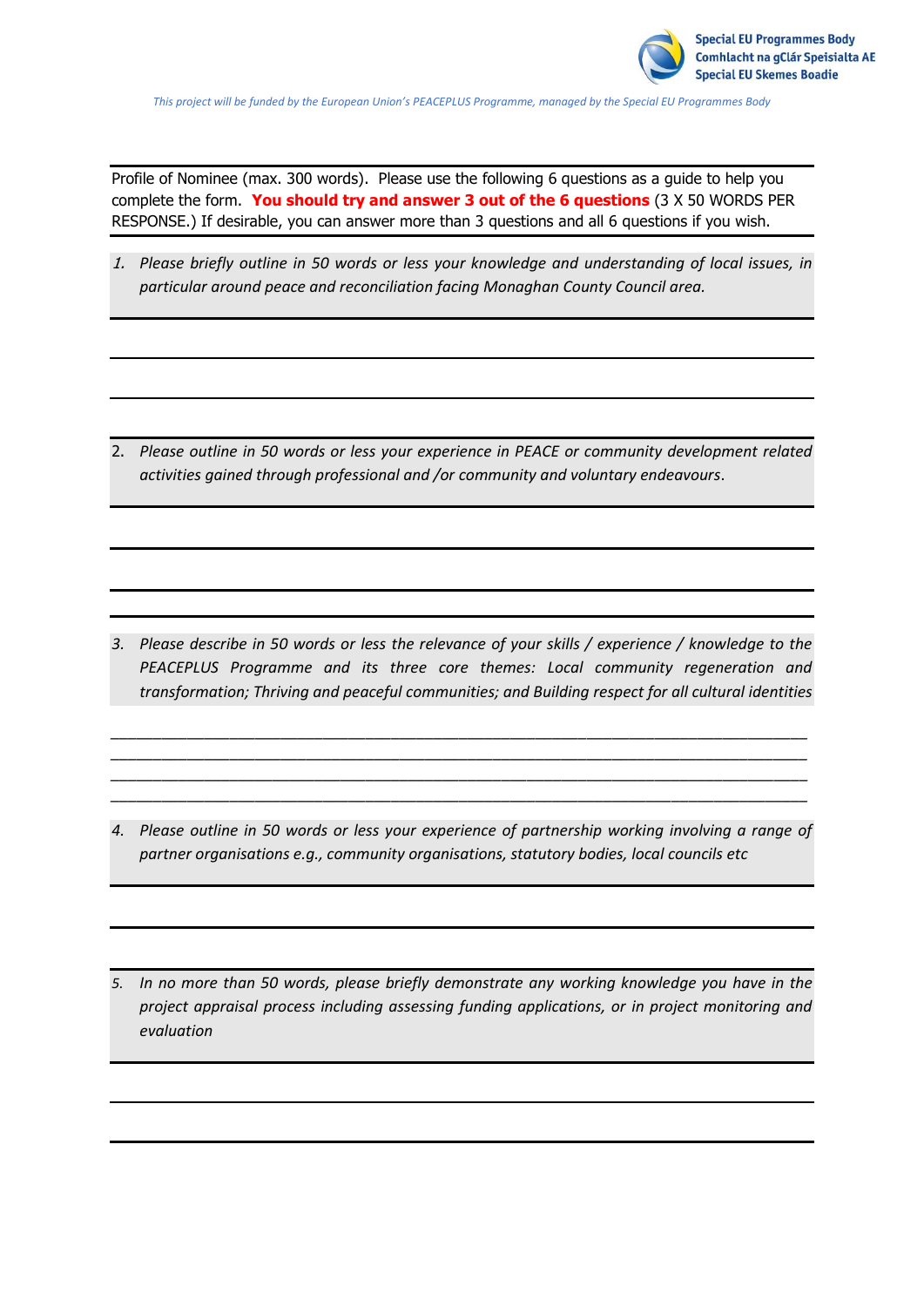Profile of Nominee (max. 300 words). Please use the following 6 questions as a guide to help you complete the form. **You should try and answer 3 out of the 6 questions** (3 X 50 WORDS PER RESPONSE.) If desirable, you can answer more than 3 questions and all 6 questions if you wish.

1. *Please briefly outline in 50 words or less your knowledge and understanding of local issues, in particular around peace and reconciliation facing Monaghan County Council area.*

2. *Please outline in 50 words or less your experience in PEACE or community development related activities gained through professional and /or community and voluntary endeavours.*

3. *Please describe in 50 words or less the relevance of your skills / experience / knowledge to the PEACEPLUS Programme and its three core themes: Local community regeneration and transformation; Thriving and peaceful communities; and Building respect for all cultural identities*

____________________________________________________________________________
____________________________________________________________________________
____________________________________________________________________________
____________________________________________________________________________

4. *Please outline in 50 words or less your experience of partnership working involving a range of partner organisations e.g., community organisations, statutory bodies, local councils etc*

5. *In no more than 50 words, please briefly demonstrate any working knowledge you have in the project appraisal process including assessing funding applications, or in project monitoring and evaluation*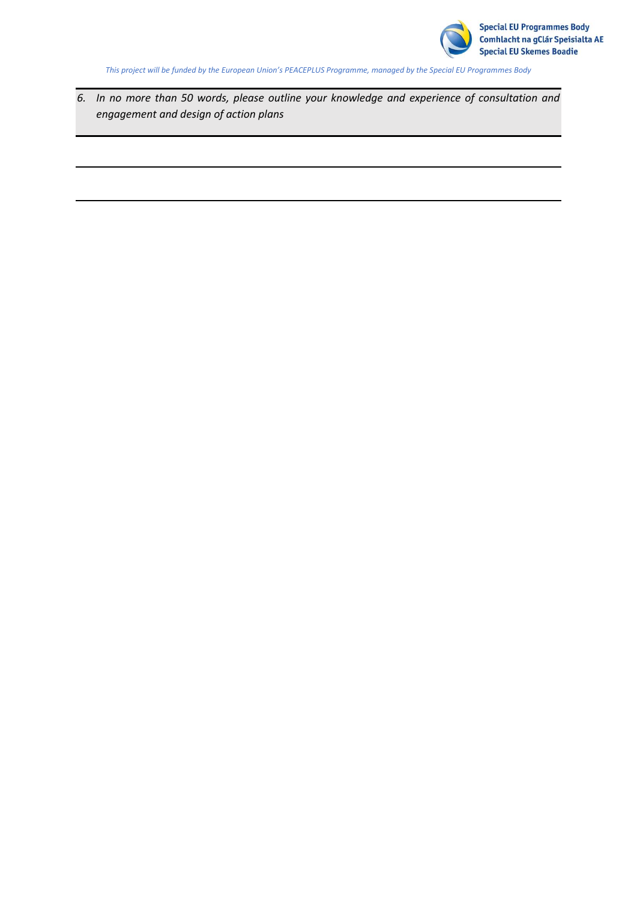*This project will be funded by the European Union's PEACEPLUS Programme, managed by the Special EU Programmes Body*

*6. In no more than 50 words, please outline your knowledge and experience of consultation and engagement and design of action plans*